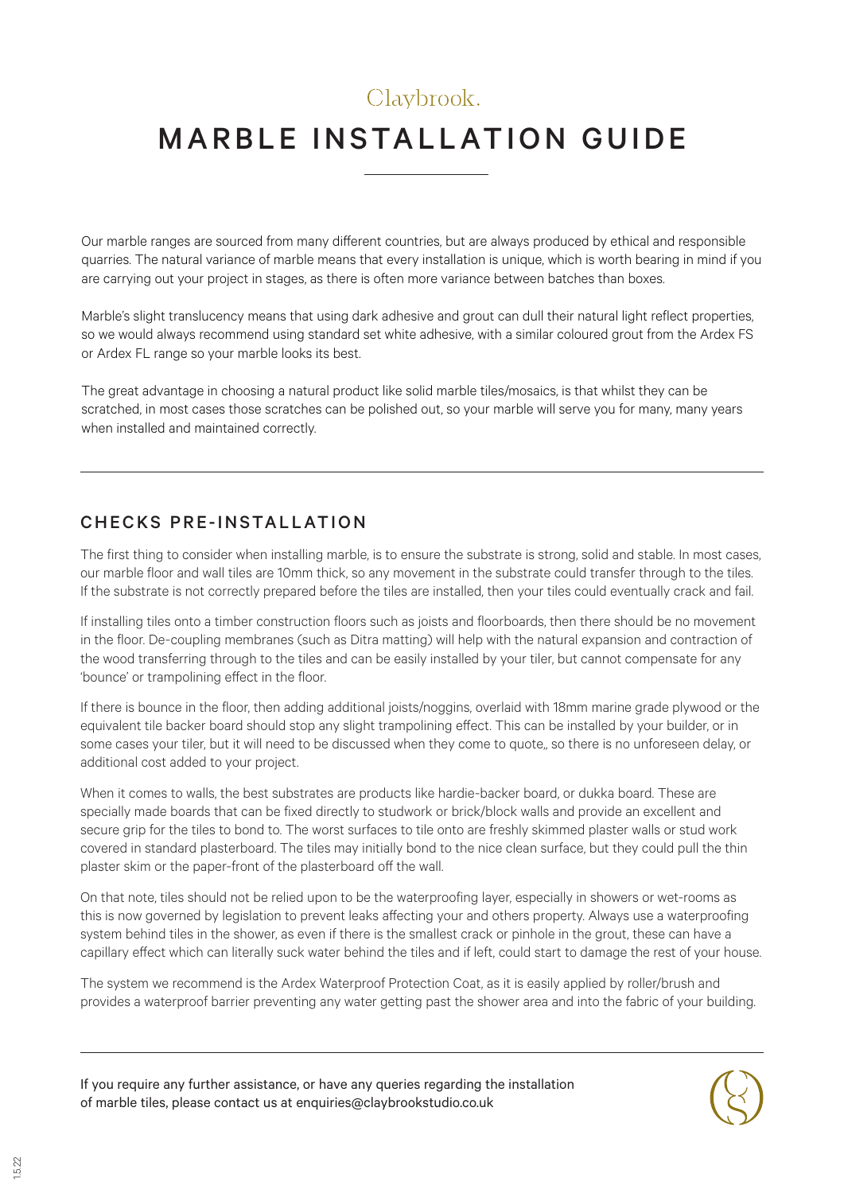Claybrook.

# MARBLE INSTALLATION GUIDE

Our marble ranges are sourced from many different countries, but are always produced by ethical and responsible quarries. The natural variance of marble means that every installation is unique, which is worth bearing in mind if you are carrying out your project in stages, as there is often more variance between batches than boxes.

Marble's slight translucency means that using dark adhesive and grout can dull their natural light reflect properties, so we would always recommend using standard set white adhesive, with a similar coloured grout from the Ardex FS or Ardex FL range so your marble looks its best.

The great advantage in choosing a natural product like solid marble tiles/mosaics, is that whilst they can be scratched, in most cases those scratches can be polished out, so your marble will serve you for many, many years when installed and maintained correctly.

## CHECKS PRE-INSTALLATION

The first thing to consider when installing marble, is to ensure the substrate is strong, solid and stable. In most cases, our marble floor and wall tiles are 10mm thick, so any movement in the substrate could transfer through to the tiles. If the substrate is not correctly prepared before the tiles are installed, then your tiles could eventually crack and fail.

If installing tiles onto a timber construction floors such as joists and floorboards, then there should be no movement in the floor. De-coupling membranes (such as Ditra matting) will help with the natural expansion and contraction of the wood transferring through to the tiles and can be easily installed by your tiler, but cannot compensate for any 'bounce' or trampolining effect in the floor.

If there is bounce in the floor, then adding additional joists/noggins, overlaid with 18mm marine grade plywood or the equivalent tile backer board should stop any slight trampolining effect. This can be installed by your builder, or in some cases your tiler, but it will need to be discussed when they come to quote,, so there is no unforeseen delay, or additional cost added to your project.

When it comes to walls, the best substrates are products like hardie-backer board, or dukka board. These are specially made boards that can be fixed directly to studwork or brick/block walls and provide an excellent and secure grip for the tiles to bond to. The worst surfaces to tile onto are freshly skimmed plaster walls or stud work covered in standard plasterboard. The tiles may initially bond to the nice clean surface, but they could pull the thin plaster skim or the paper-front of the plasterboard off the wall.

On that note, tiles should not be relied upon to be the waterproofing layer, especially in showers or wet-rooms as this is now governed by legislation to prevent leaks affecting your and others property. Always use a waterproofing system behind tiles in the shower, as even if there is the smallest crack or pinhole in the grout, these can have a capillary effect which can literally suck water behind the tiles and if left, could start to damage the rest of your house.

The system we recommend is the Ardex Waterproof Protection Coat, as it is easily applied by roller/brush and provides a waterproof barrier preventing any water getting past the shower area and into the fabric of your building.

If you require any further assistance, or have any queries regarding the installation of marble tiles, please contact us at enquiries@claybrookstudio.co.uk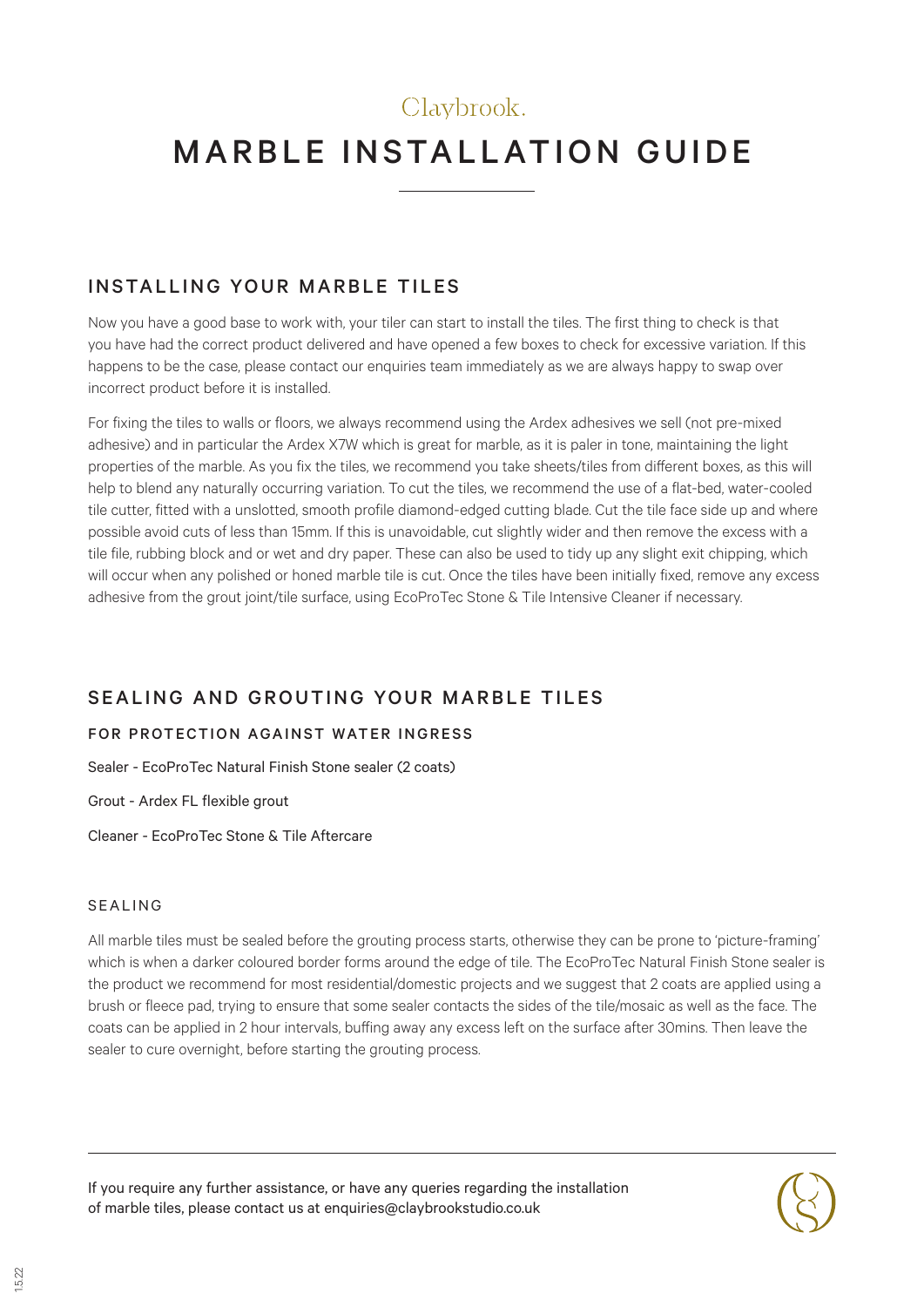Claybrook.

# MARBLE INSTALLATION GUIDE

## INSTALLING YOUR MARBLE TILES

Now you have a good base to work with, your tiler can start to install the tiles. The first thing to check is that you have had the correct product delivered and have opened a few boxes to check for excessive variation. If this happens to be the case, please contact our enquiries team immediately as we are always happy to swap over incorrect product before it is installed.

For fixing the tiles to walls or floors, we always recommend using the Ardex adhesives we sell (not pre-mixed adhesive) and in particular the Ardex X7W which is great for marble, as it is paler in tone, maintaining the light properties of the marble. As you fix the tiles, we recommend you take sheets/tiles from different boxes, as this will help to blend any naturally occurring variation. To cut the tiles, we recommend the use of a flat-bed, water-cooled tile cutter, fitted with a unslotted, smooth profile diamond-edged cutting blade. Cut the tile face side up and where possible avoid cuts of less than 15mm. If this is unavoidable, cut slightly wider and then remove the excess with a tile file, rubbing block and or wet and dry paper. These can also be used to tidy up any slight exit chipping, which will occur when any polished or honed marble tile is cut. Once the tiles have been initially fixed, remove any excess adhesive from the grout joint/tile surface, using EcoProTec Stone & Tile Intensive Cleaner if necessary.

## SEALING AND GROUTING YOUR MARBLE TILES

### FOR PROTECTION AGAINST WATER INGRESS

Sealer - EcoProTec Natural Finish Stone sealer (2 coats)

Grout - Ardex FL flexible grout

Cleaner - EcoProTec Stone & Tile Aftercare

### SEALING

All marble tiles must be sealed before the grouting process starts, otherwise they can be prone to 'picture-framing' which is when a darker coloured border forms around the edge of tile. The EcoProTec Natural Finish Stone sealer is the product we recommend for most residential/domestic projects and we suggest that 2 coats are applied using a brush or fleece pad, trying to ensure that some sealer contacts the sides of the tile/mosaic as well as the face. The coats can be applied in 2 hour intervals, buffing away any excess left on the surface after 30mins. Then leave the sealer to cure overnight, before starting the grouting process.

If you require any further assistance, or have any queries regarding the installation of marble tiles, please contact us at enquiries@claybrookstudio.co.uk

1.5.22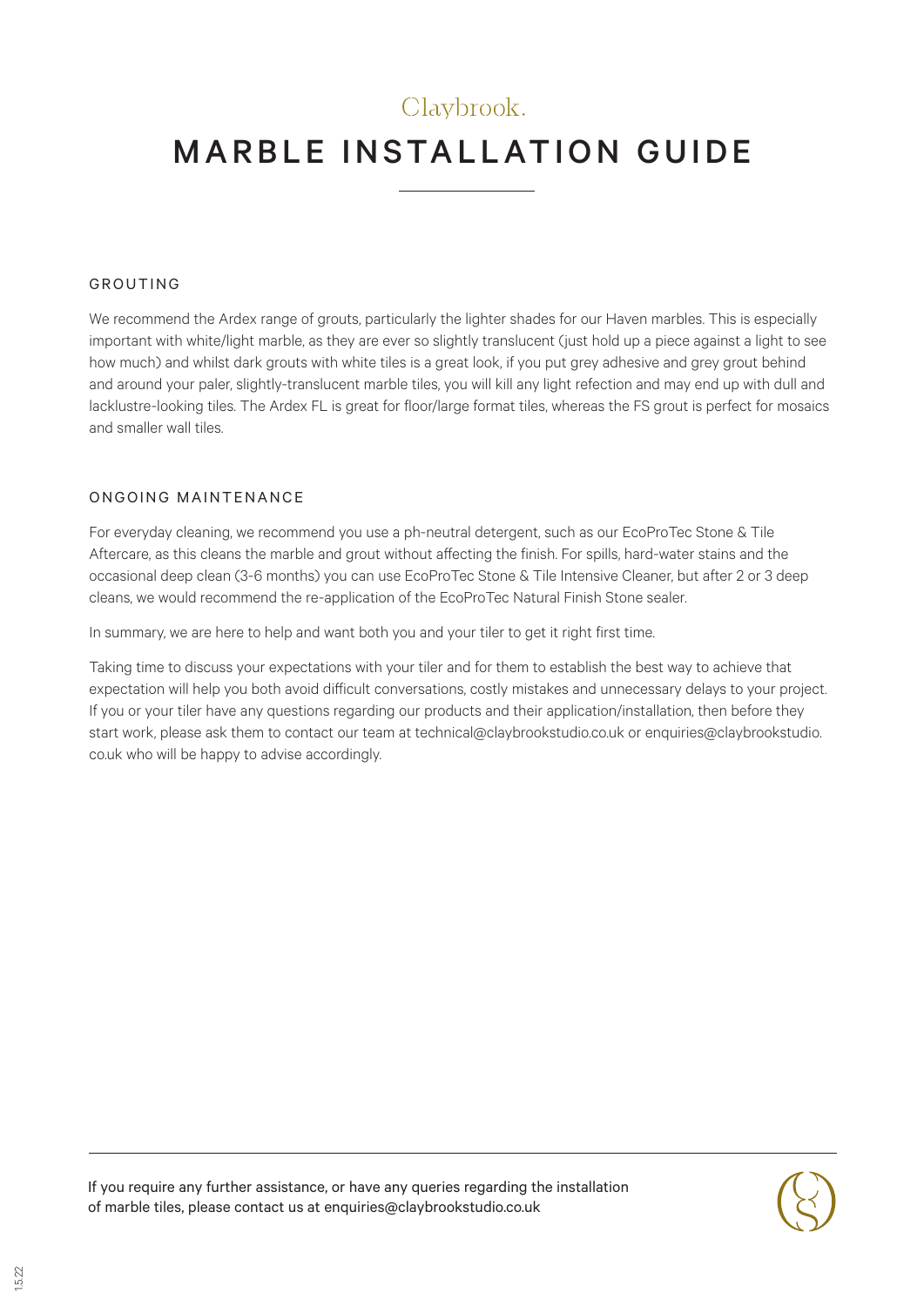Claybrook.

# MARBLE INSTALLATION GUIDE

## GROUTING

We recommend the Ardex range of grouts, particularly the lighter shades for our Haven marbles. This is especially important with white/light marble, as they are ever so slightly translucent (just hold up a piece against a light to see how much) and whilst dark grouts with white tiles is a great look, if you put grey adhesive and grey grout behind and around your paler, slightly-translucent marble tiles, you will kill any light refection and may end up with dull and lacklustre-looking tiles. The Ardex FL is great for floor/large format tiles, whereas the FS grout is perfect for mosaics and smaller wall tiles.

## ONGOING MAINTENANCE

For everyday cleaning, we recommend you use a ph-neutral detergent, such as our EcoProTec Stone & Tile Aftercare, as this cleans the marble and grout without affecting the finish. For spills, hard-water stains and the occasional deep clean (3-6 months) you can use EcoProTec Stone & Tile Intensive Cleaner, but after 2 or 3 deep cleans, we would recommend the re-application of the EcoProTec Natural Finish Stone sealer.

In summary, we are here to help and want both you and your tiler to get it right first time.

Taking time to discuss your expectations with your tiler and for them to establish the best way to achieve that expectation will help you both avoid difficult conversations, costly mistakes and unnecessary delays to your project. If you or your tiler have any questions regarding our products and their application/installation, then before they start work, please ask them to contact our team at technical@claybrookstudio.co.uk or enquiries@claybrookstudio.co.uk who will be happy to advise accordingly.

If you require any further assistance, or have any queries regarding the installation of marble tiles, please contact us at enquiries@claybrookstudio.co.uk

1.5.22